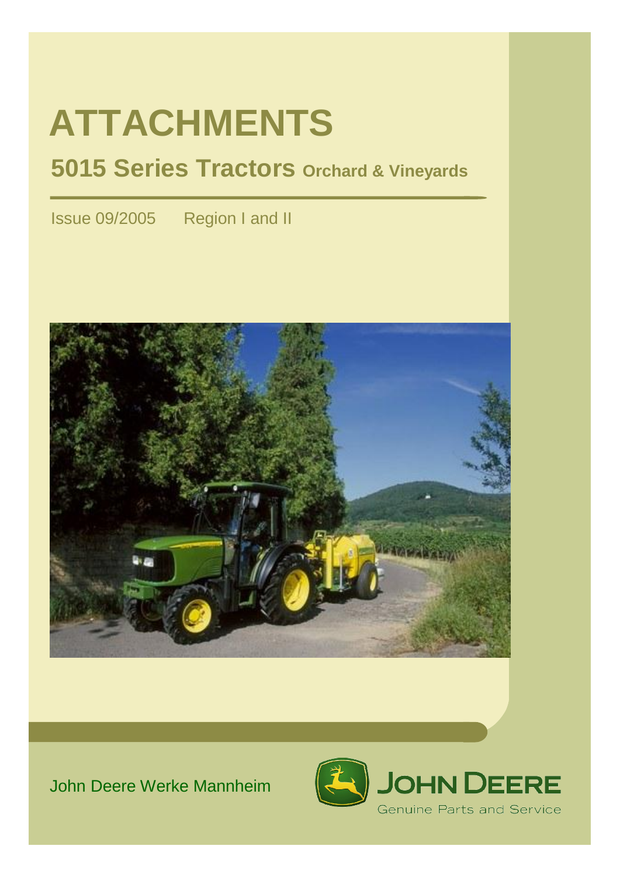# ATTACHMENTS

## 5015 Series Tractors Orchard & Vineyards

Issue 09/2005 Region I and II

John Deere Werke Mannheim

JOHN DEERE

Genuine Parts and Service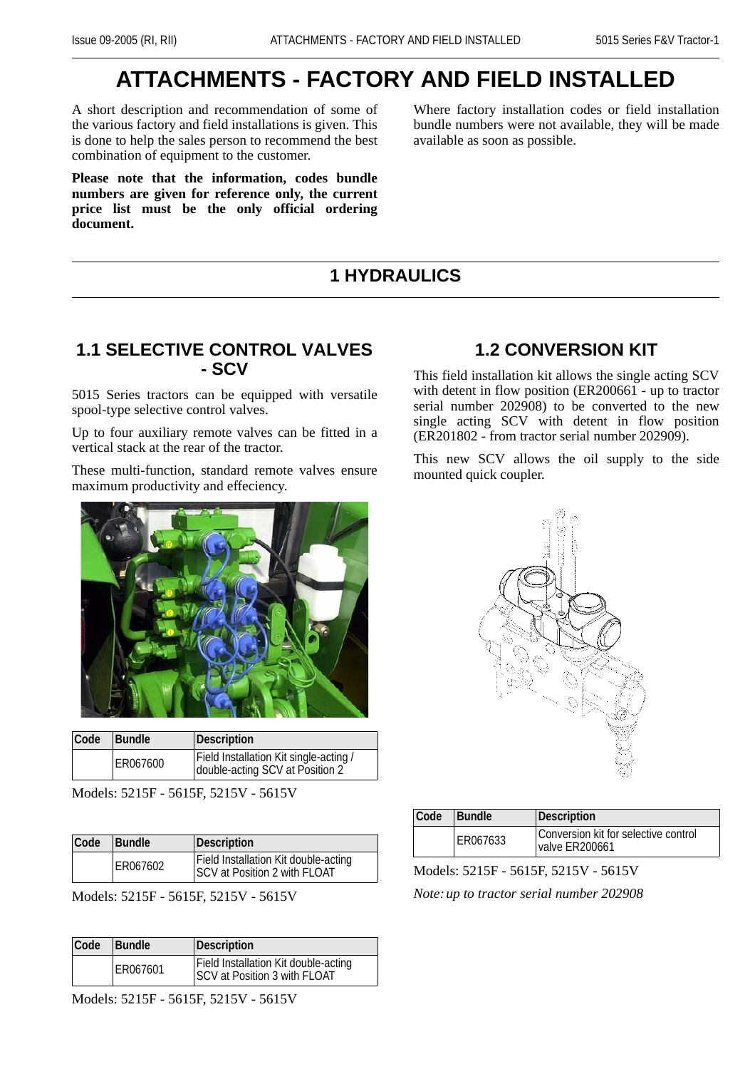# ATTACHMENTS - FACTORY AND FIELD INSTALLED

A short description and recommendation of some of the various factory and field installations is given. This is done to help the sales person to recommend the best combination of equipment to the customer.

**Please note that the information, codes bundle numbers are given for reference only, the current price list must be the only official ordering document.**

Where factory installation codes or field installation bundle numbers were not available, they will be made available as soon as possible.

## 1 HYDRAULICS

### 1.1 SELECTIVE CONTROL VALVES - SCV

5015 Series tractors can be equipped with versatile spool-type selective control valves.

Up to four auxiliary remote valves can be fitted in a vertical stack at the rear of the tractor.

These multi-function, standard remote valves ensure maximum productivity and effeciency.

| Code | Bundle | Description |
|---|---|---|
| | ER067600 | Field Installation Kit single-acting / double-acting SCV at Position 2 |

Models: 5215F - 5615F, 5215V - 5615V

| Code | Bundle | Description |
|---|---|---|
| | ER067602 | Field Installation Kit double-acting SCV at Position 2 with FLOAT |

Models: 5215F - 5615F, 5215V - 5615V

| Code | Bundle | Description |
|---|---|---|
| | ER067601 | Field Installation Kit double-acting SCV at Position 3 with FLOAT |

Models: 5215F - 5615F, 5215V - 5615V

### 1.2 CONVERSION KIT

This field installation kit allows the single acting SCV with detent in flow position (ER200661 - up to tractor serial number 202908) to be converted to the new single acting SCV with detent in flow position (ER201802 - from tractor serial number 202909).

This new SCV allows the oil supply to the side mounted quick coupler.

| Code | Bundle | Description |
|---|---|---|
| | ER067633 | Conversion kit for selective control valve ER200661 |

Models: 5215F - 5615F, 5215V - 5615V

*Note: up to tractor serial number 202908*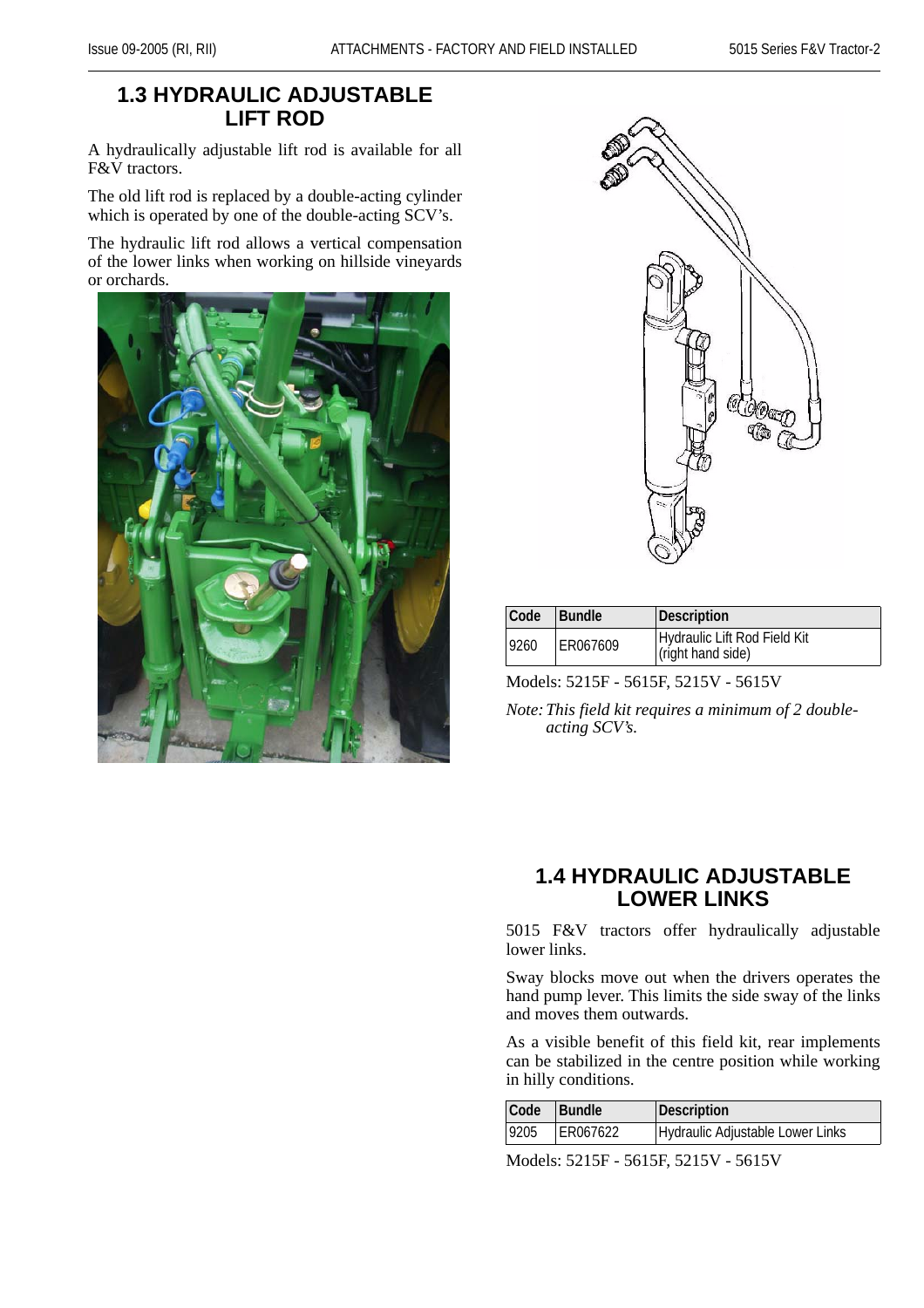## 1.3 HYDRAULIC ADJUSTABLE LIFT ROD

A hydraulically adjustable lift rod is available for all F&V tractors.

The old lift rod is replaced by a double-acting cylinder which is operated by one of the double-acting SCV's.

The hydraulic lift rod allows a vertical compensation of the lower links when working on hillside vineyards or orchards.

| Code | Bundle | Description |
|---|---|---|
| 9260 | ER067609 | Hydraulic Lift Rod Field Kit (right hand side) |

Models: 5215F - 5615F, 5215V - 5615V

*Note: This field kit requires a minimum of 2 double-acting SCV's.*

## 1.4 HYDRAULIC ADJUSTABLE LOWER LINKS

5015 F&V tractors offer hydraulically adjustable lower links.

Sway blocks move out when the drivers operates the hand pump lever. This limits the side sway of the links and moves them outwards.

As a visible benefit of this field kit, rear implements can be stabilized in the centre position while working in hilly conditions.

| Code | Bundle | Description |
|---|---|---|
| 9205 | ER067622 | Hydraulic Adjustable Lower Links |

Models: 5215F - 5615F, 5215V - 5615V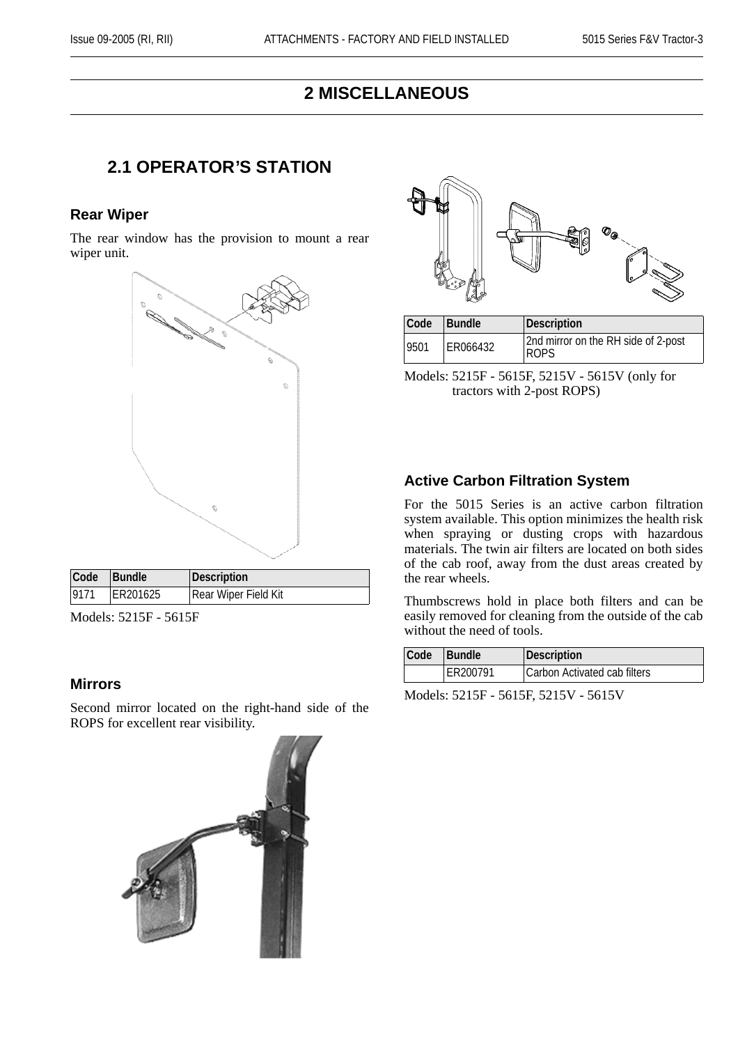# 2 MISCELLANEOUS

## 2.1 OPERATOR'S STATION

### Rear Wiper

The rear window has the provision to mount a rear wiper unit.

| Code | Bundle | Description |
|---|---|---|
| 9171 | ER201625 | Rear Wiper Field Kit |

Models: 5215F - 5615F

### Mirrors

Second mirror located on the right-hand side of the ROPS for excellent rear visibility.

| Code | Bundle | Description |
|---|---|---|
| 9501 | ER066432 | 2nd mirror on the RH side of 2-post ROPS |

Models: 5215F - 5615F, 5215V - 5615V (only for tractors with 2-post ROPS)

### Active Carbon Filtration System

For the 5015 Series is an active carbon filtration system available. This option minimizes the health risk when spraying or dusting crops with hazardous materials. The twin air filters are located on both sides of the cab roof, away from the dust areas created by the rear wheels.

Thumbscrews hold in place both filters and can be easily removed for cleaning from the outside of the cab without the need of tools.

| Code | Bundle | Description |
|---|---|---|
| | ER200791 | Carbon Activated cab filters |

Models: 5215F - 5615F, 5215V - 5615V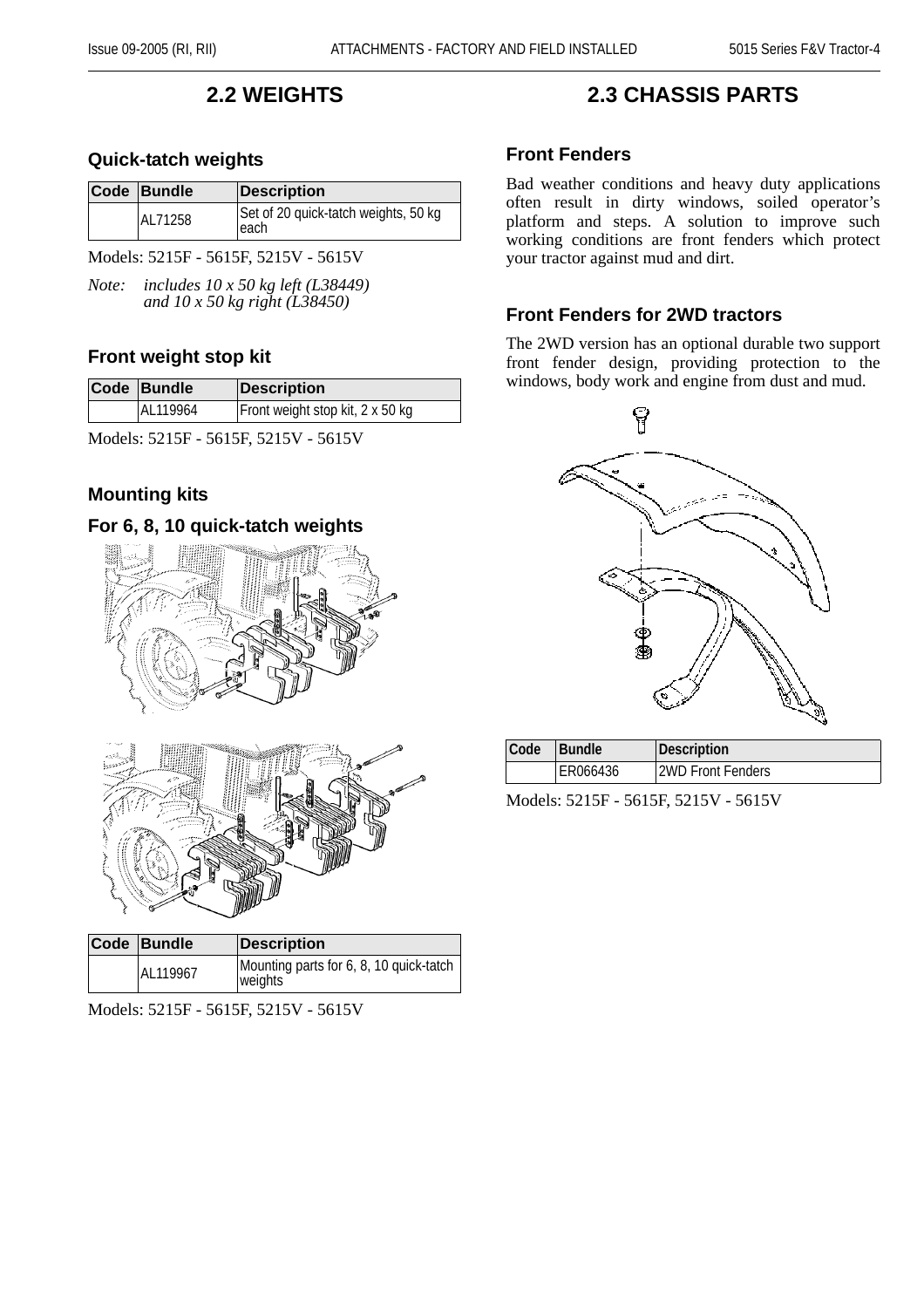## 2.2 WEIGHTS

### Quick-tatch weights

| Code | Bundle | Description |
|---|---|---|
| | AL71258 | Set of 20 quick-tatch weights, 50 kg each |

Models: 5215F - 5615F, 5215V - 5615V

*Note: includes 10 x 50 kg left (L38449) and 10 x 50 kg right (L38450)*

### Front weight stop kit

| Code | Bundle | Description |
|---|---|---|
| | AL119964 | Front weight stop kit, 2 x 50 kg |

Models: 5215F - 5615F, 5215V - 5615V

### Mounting kits

### For 6, 8, 10 quick-tatch weights

| Code | Bundle | Description |
|---|---|---|
| | AL119967 | Mounting parts for 6, 8, 10 quick-tatch weights |

Models: 5215F - 5615F, 5215V - 5615V

## 2.3 CHASSIS PARTS

### Front Fenders

Bad weather conditions and heavy duty applications often result in dirty windows, soiled operator's platform and steps. A solution to improve such working conditions are front fenders which protect your tractor against mud and dirt.

### Front Fenders for 2WD tractors

The 2WD version has an optional durable two support front fender design, providing protection to the windows, body work and engine from dust and mud.

| Code | Bundle | Description |
|---|---|---|
| | ER066436 | 2WD Front Fenders |

Models: 5215F - 5615F, 5215V - 5615V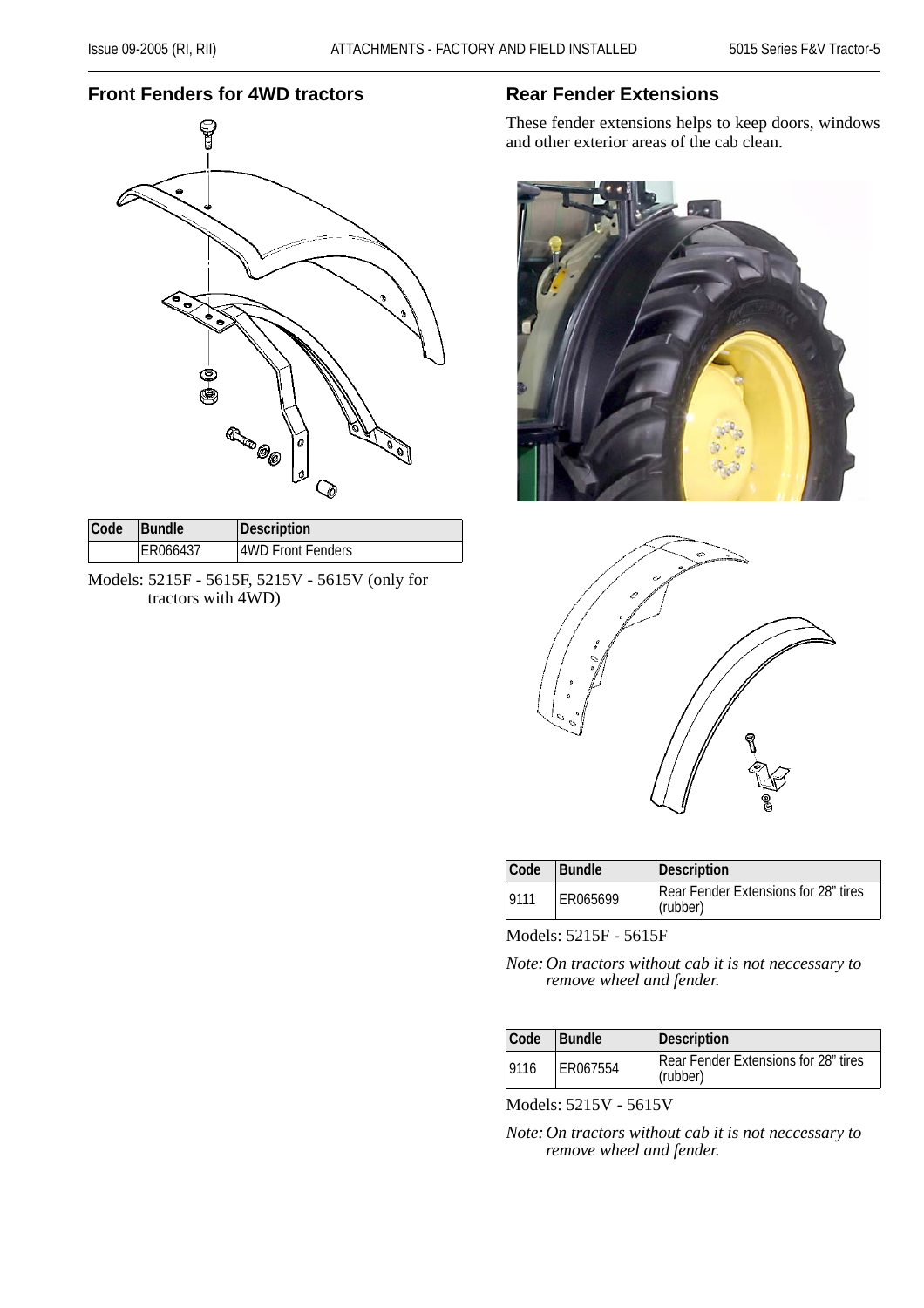## Front Fenders for 4WD tractors

| Code | Bundle | Description |
|---|---|---|
| | ER066437 | 4WD Front Fenders |

Models: 5215F - 5615F, 5215V - 5615V (only for tractors with 4WD)

## Rear Fender Extensions

These fender extensions helps to keep doors, windows and other exterior areas of the cab clean.

| Code | Bundle | Description |
|---|---|---|
| 9111 | ER065699 | Rear Fender Extensions for 28" tires (rubber) |

Models: 5215F - 5615F

*Note: On tractors without cab it is not neccessary to remove wheel and fender.*

| Code | Bundle | Description |
|---|---|---|
| 9116 | ER067554 | Rear Fender Extensions for 28" tires (rubber) |

Models: 5215V - 5615V

*Note: On tractors without cab it is not neccessary to remove wheel and fender.*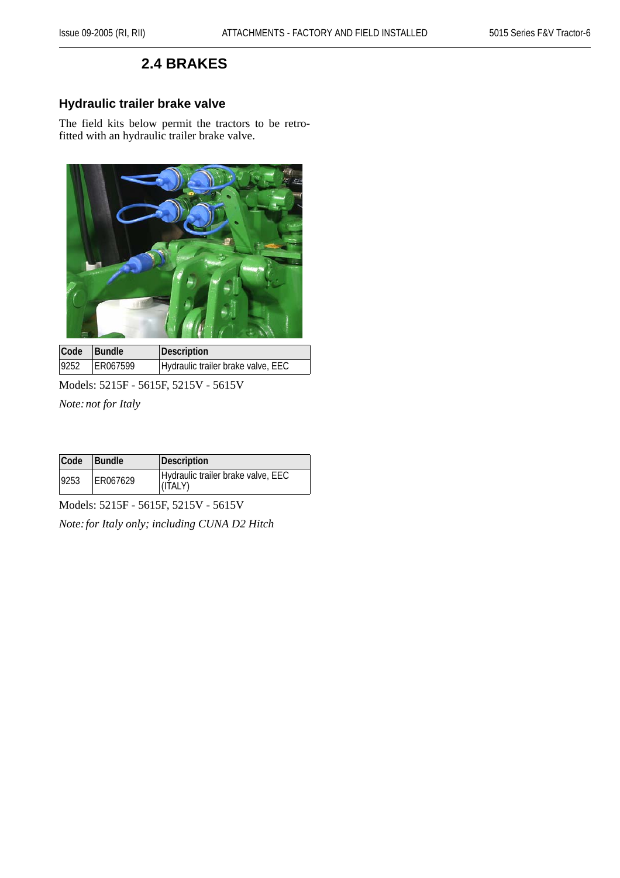## 2.4 BRAKES

### Hydraulic trailer brake valve

The field kits below permit the tractors to be retro-fitted with an hydraulic trailer brake valve.

| Code | Bundle | Description |
|---|---|---|
| 9252 | ER067599 | Hydraulic trailer brake valve, EEC |

Models: 5215F - 5615F, 5215V - 5615V

*Note: not for Italy*

| Code | Bundle | Description |
|---|---|---|
| 9253 | ER067629 | Hydraulic trailer brake valve, EEC (ITALY) |

Models: 5215F - 5615F, 5215V - 5615V

*Note: for Italy only; including CUNA D2 Hitch*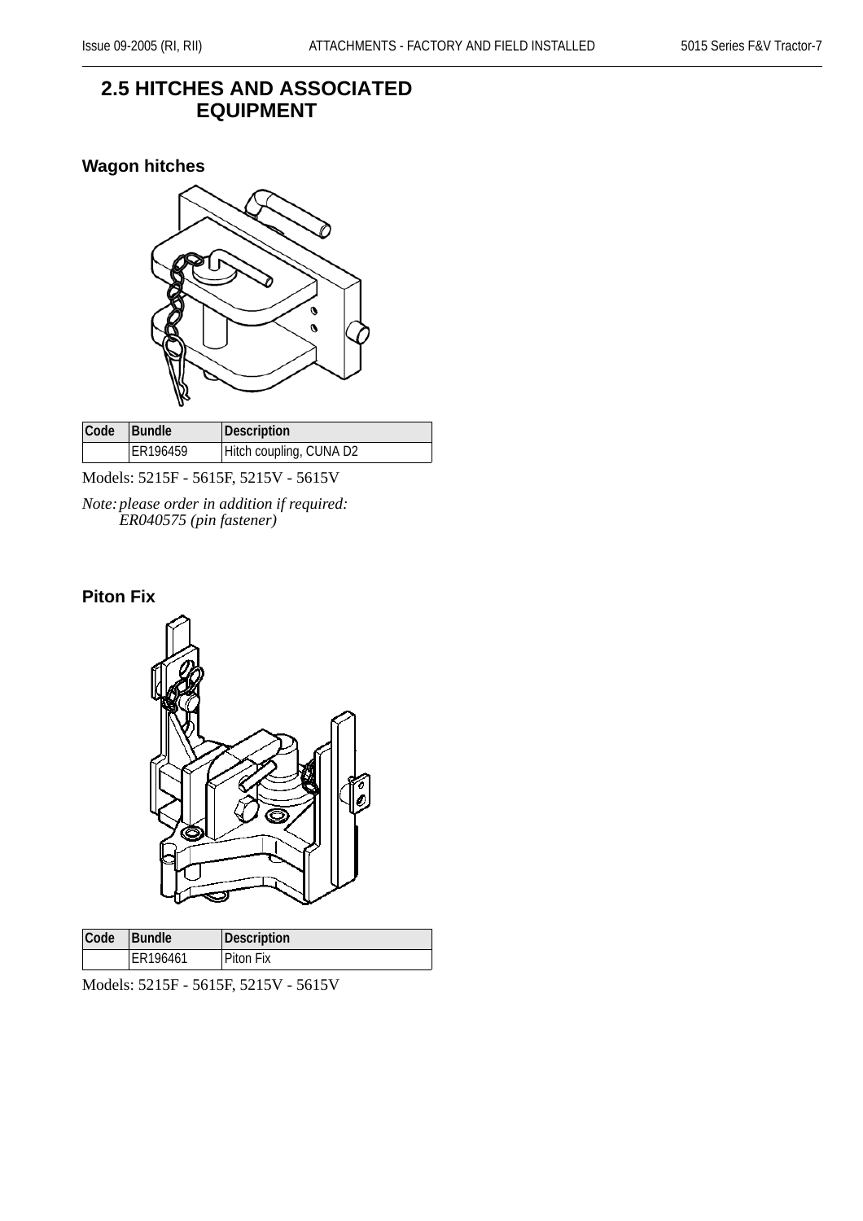## 2.5 HITCHES AND ASSOCIATED EQUIPMENT

### Wagon hitches

| Code | Bundle | Description |
|---|---|---|
| | ER196459 | Hitch coupling, CUNA D2 |

Models: 5215F - 5615F, 5215V - 5615V

*Note: please order in addition if required: ER040575 (pin fastener)*

### Piton Fix

| Code | Bundle | Description |
|---|---|---|
| | ER196461 | Piton Fix |

Models: 5215F - 5615F, 5215V - 5615V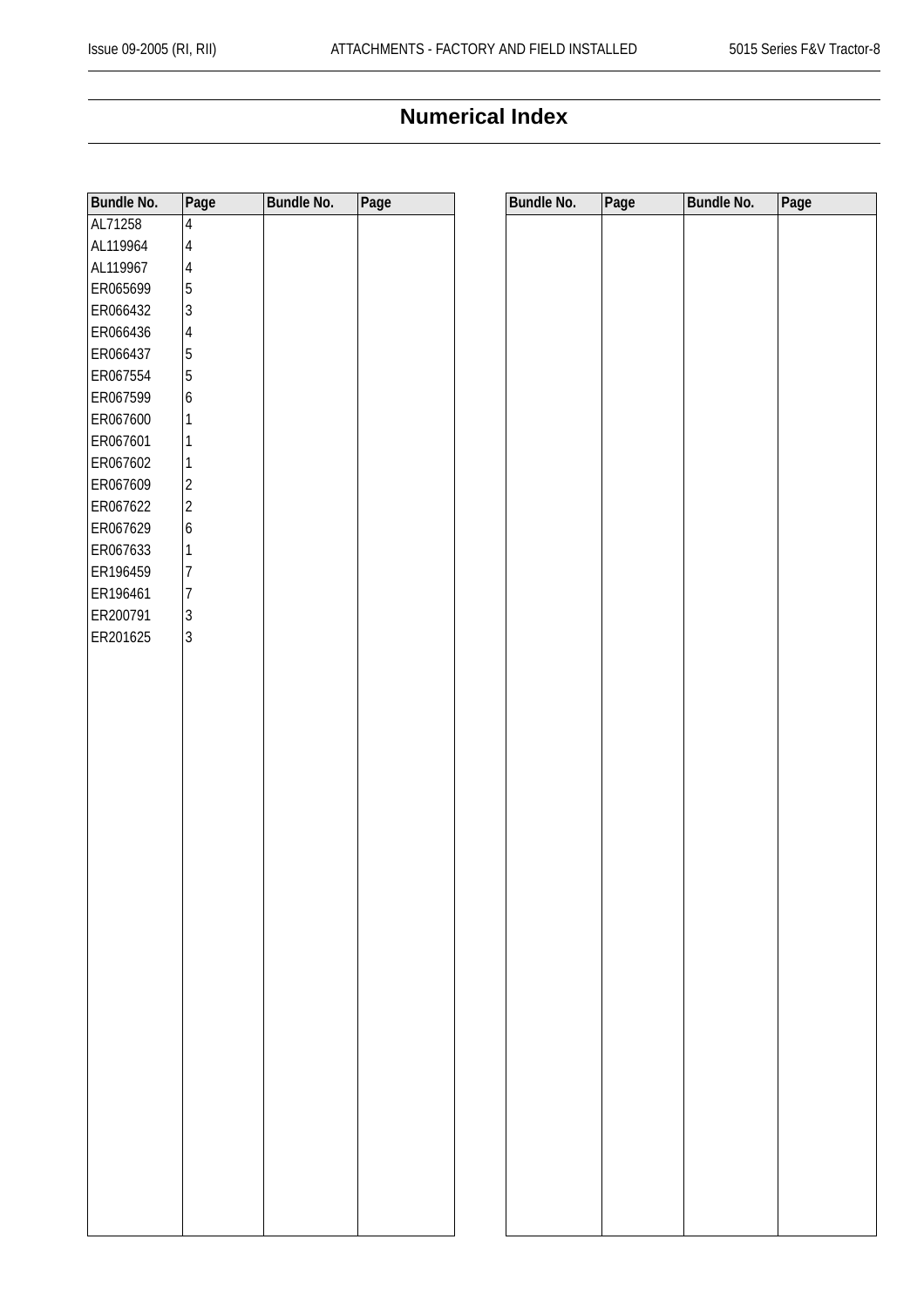# Numerical Index

| Bundle No. | Page | Bundle No. | Page | Bundle No. | Page | Bundle No. | Page |
|---|---|---|---|---|---|---|---|
| AL71258 | 4 | | | | | | |
| AL119964 | 4 | | | | | | |
| AL119967 | 4 | | | | | | |
| ER065699 | 5 | | | | | | |
| ER066432 | 3 | | | | | | |
| ER066436 | 4 | | | | | | |
| ER066437 | 5 | | | | | | |
| ER067554 | 5 | | | | | | |
| ER067599 | 6 | | | | | | |
| ER067600 | 1 | | | | | | |
| ER067601 | 1 | | | | | | |
| ER067602 | 1 | | | | | | |
| ER067609 | 2 | | | | | | |
| ER067622 | 2 | | | | | | |
| ER067629 | 6 | | | | | | |
| ER067633 | 1 | | | | | | |
| ER196459 | 7 | | | | | | |
| ER196461 | 7 | | | | | | |
| ER200791 | 3 | | | | | | |
| ER201625 | 3 | | | | | | |